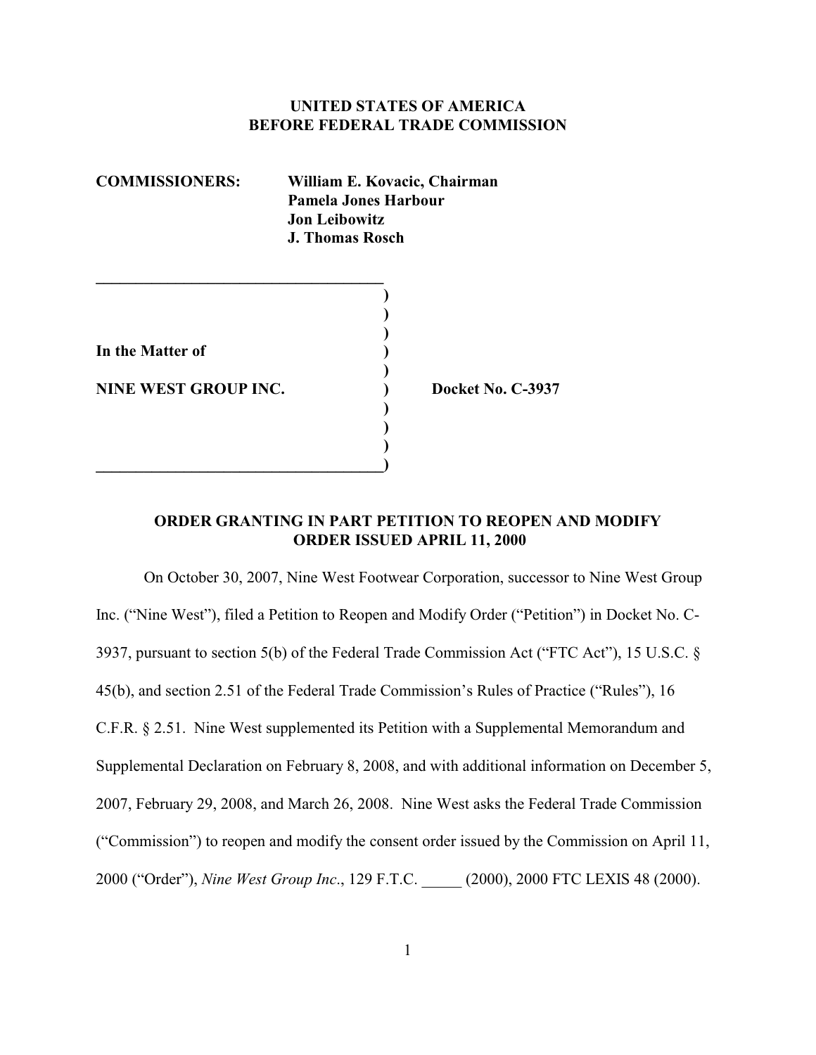**UNITED STATES OF AMERICA**
**BEFORE FEDERAL TRADE COMMISSION**

**COMMISSIONERS:** **William E. Kovacic, Chairman**
**Pamela Jones Harbour**
**Jon Leibowitz**
**J. Thomas Rosch**

**In the Matter of**

**NINE WEST GROUP INC.** **Docket No. C-3937**

**ORDER GRANTING IN PART PETITION TO REOPEN AND MODIFY ORDER ISSUED APRIL 11, 2000**

On October 30, 2007, Nine West Footwear Corporation, successor to Nine West Group Inc. ("Nine West"), filed a Petition to Reopen and Modify Order ("Petition") in Docket No. C-3937, pursuant to section 5(b) of the Federal Trade Commission Act ("FTC Act"), 15 U.S.C. § 45(b), and section 2.51 of the Federal Trade Commission's Rules of Practice ("Rules"), 16 C.F.R. § 2.51. Nine West supplemented its Petition with a Supplemental Memorandum and Supplemental Declaration on February 8, 2008, and with additional information on December 5, 2007, February 29, 2008, and March 26, 2008. Nine West asks the Federal Trade Commission ("Commission") to reopen and modify the consent order issued by the Commission on April 11, 2000 ("Order"), *Nine West Group Inc*., 129 F.T.C. _____ (2000), 2000 FTC LEXIS 48 (2000).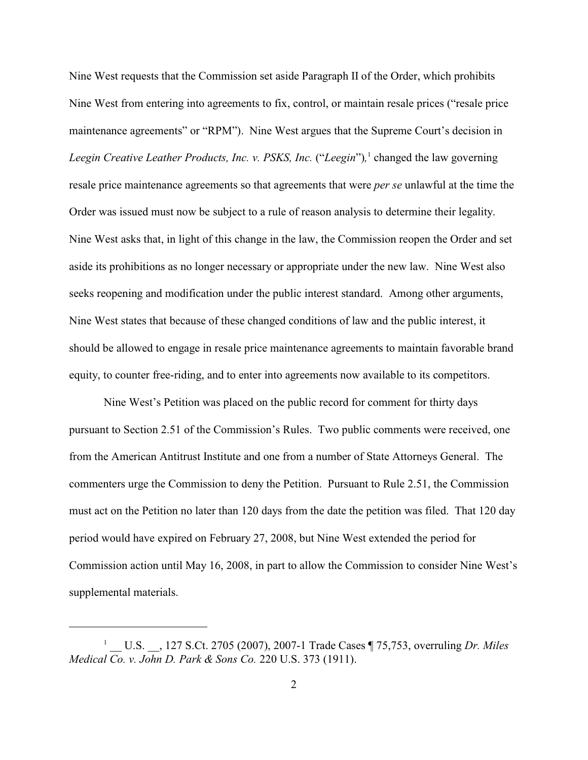Nine West requests that the Commission set aside Paragraph II of the Order, which prohibits Nine West from entering into agreements to fix, control, or maintain resale prices ("resale price maintenance agreements" or "RPM"). Nine West argues that the Supreme Court's decision in *Leegin Creative Leather Products, Inc. v. PSKS, Inc.* ("*Leegin*"),[1] changed the law governing resale price maintenance agreements so that agreements that were *per se* unlawful at the time the Order was issued must now be subject to a rule of reason analysis to determine their legality. Nine West asks that, in light of this change in the law, the Commission reopen the Order and set aside its prohibitions as no longer necessary or appropriate under the new law. Nine West also seeks reopening and modification under the public interest standard. Among other arguments, Nine West states that because of these changed conditions of law and the public interest, it should be allowed to engage in resale price maintenance agreements to maintain favorable brand equity, to counter free-riding, and to enter into agreements now available to its competitors.

Nine West's Petition was placed on the public record for comment for thirty days pursuant to Section 2.51 of the Commission's Rules. Two public comments were received, one from the American Antitrust Institute and one from a number of State Attorneys General. The commenters urge the Commission to deny the Petition. Pursuant to Rule 2.51, the Commission must act on the Petition no later than 120 days from the date the petition was filed. That 120 day period would have expired on February 27, 2008, but Nine West extended the period for Commission action until May 16, 2008, in part to allow the Commission to consider Nine West's supplemental materials.

---

[1] __ U.S. __, 127 S.Ct. 2705 (2007), 2007-1 Trade Cases ¶ 75,753, overruling *Dr. Miles Medical Co. v. John D. Park & Sons Co.* 220 U.S. 373 (1911).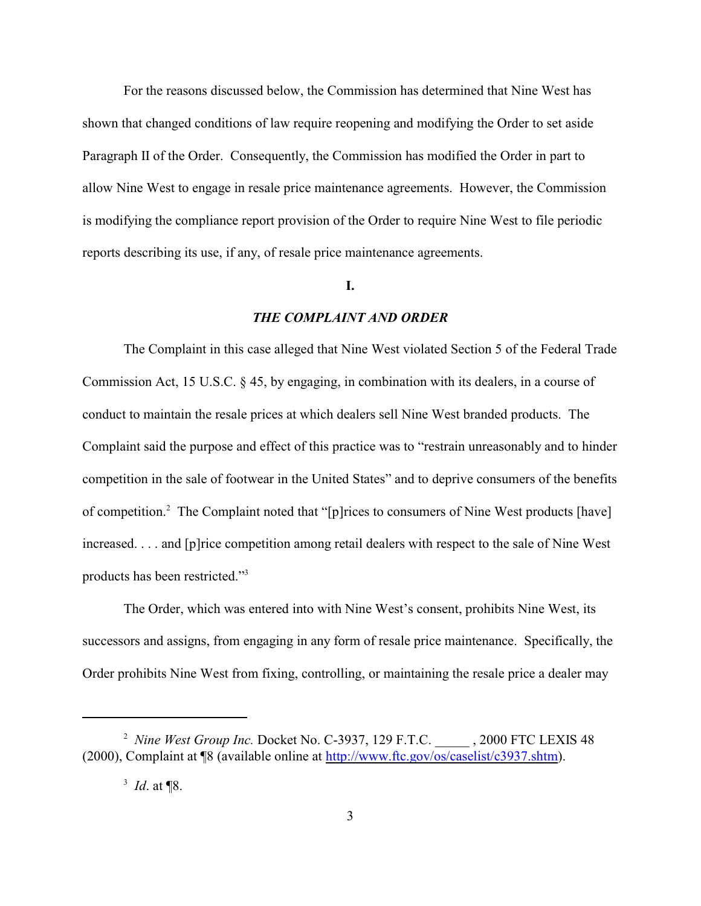For the reasons discussed below, the Commission has determined that Nine West has shown that changed conditions of law require reopening and modifying the Order to set aside Paragraph II of the Order. Consequently, the Commission has modified the Order in part to allow Nine West to engage in resale price maintenance agreements. However, the Commission is modifying the compliance report provision of the Order to require Nine West to file periodic reports describing its use, if any, of resale price maintenance agreements.

## I.

## *THE COMPLAINT AND ORDER*

The Complaint in this case alleged that Nine West violated Section 5 of the Federal Trade Commission Act, 15 U.S.C. § 45, by engaging, in combination with its dealers, in a course of conduct to maintain the resale prices at which dealers sell Nine West branded products. The Complaint said the purpose and effect of this practice was to "restrain unreasonably and to hinder competition in the sale of footwear in the United States" and to deprive consumers of the benefits of competition.[2] The Complaint noted that "[p]rices to consumers of Nine West products [have] increased. . . . and [p]rice competition among retail dealers with respect to the sale of Nine West products has been restricted."[3]

The Order, which was entered into with Nine West's consent, prohibits Nine West, its successors and assigns, from engaging in any form of resale price maintenance. Specifically, the Order prohibits Nine West from fixing, controlling, or maintaining the resale price a dealer may

---

[2] *Nine West Group Inc.* Docket No. C-3937, 129 F.T.C. _____ , 2000 FTC LEXIS 48 (2000), Complaint at ¶8 (available online at http://www.ftc.gov/os/caselist/c3937.shtm).

[3] *Id*. at ¶8.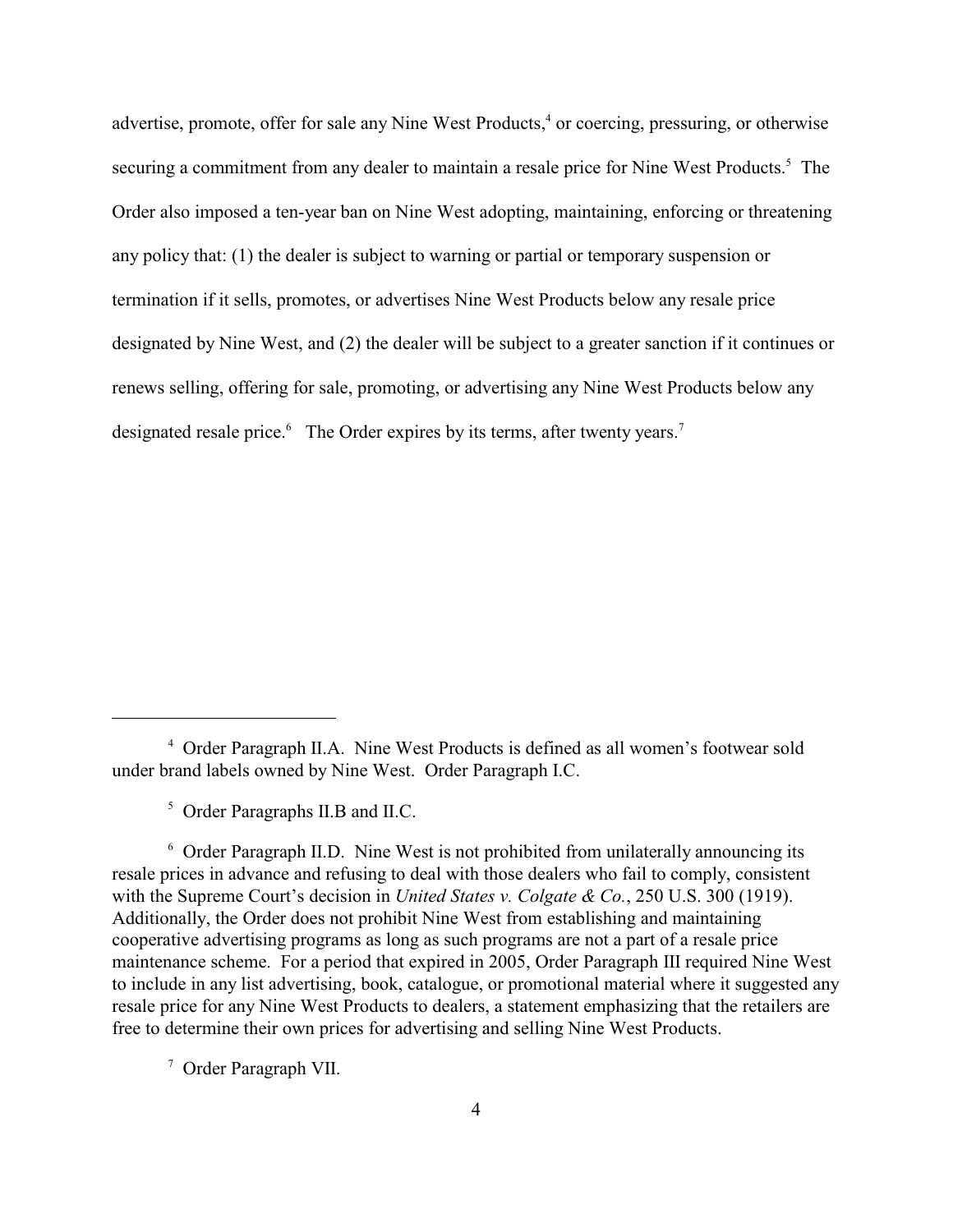advertise, promote, offer for sale any Nine West Products,[4] or coercing, pressuring, or otherwise securing a commitment from any dealer to maintain a resale price for Nine West Products.[5] The Order also imposed a ten-year ban on Nine West adopting, maintaining, enforcing or threatening any policy that: (1) the dealer is subject to warning or partial or temporary suspension or termination if it sells, promotes, or advertises Nine West Products below any resale price designated by Nine West, and (2) the dealer will be subject to a greater sanction if it continues or renews selling, offering for sale, promoting, or advertising any Nine West Products below any designated resale price.[6] The Order expires by its terms, after twenty years.[7]

---

[4] Order Paragraph II.A. Nine West Products is defined as all women's footwear sold under brand labels owned by Nine West. Order Paragraph I.C.

[5] Order Paragraphs II.B and II.C.

[6] Order Paragraph II.D. Nine West is not prohibited from unilaterally announcing its resale prices in advance and refusing to deal with those dealers who fail to comply, consistent with the Supreme Court's decision in *United States v. Colgate & Co.*, 250 U.S. 300 (1919). Additionally, the Order does not prohibit Nine West from establishing and maintaining cooperative advertising programs as long as such programs are not a part of a resale price maintenance scheme. For a period that expired in 2005, Order Paragraph III required Nine West to include in any list advertising, book, catalogue, or promotional material where it suggested any resale price for any Nine West Products to dealers, a statement emphasizing that the retailers are free to determine their own prices for advertising and selling Nine West Products.

[7] Order Paragraph VII.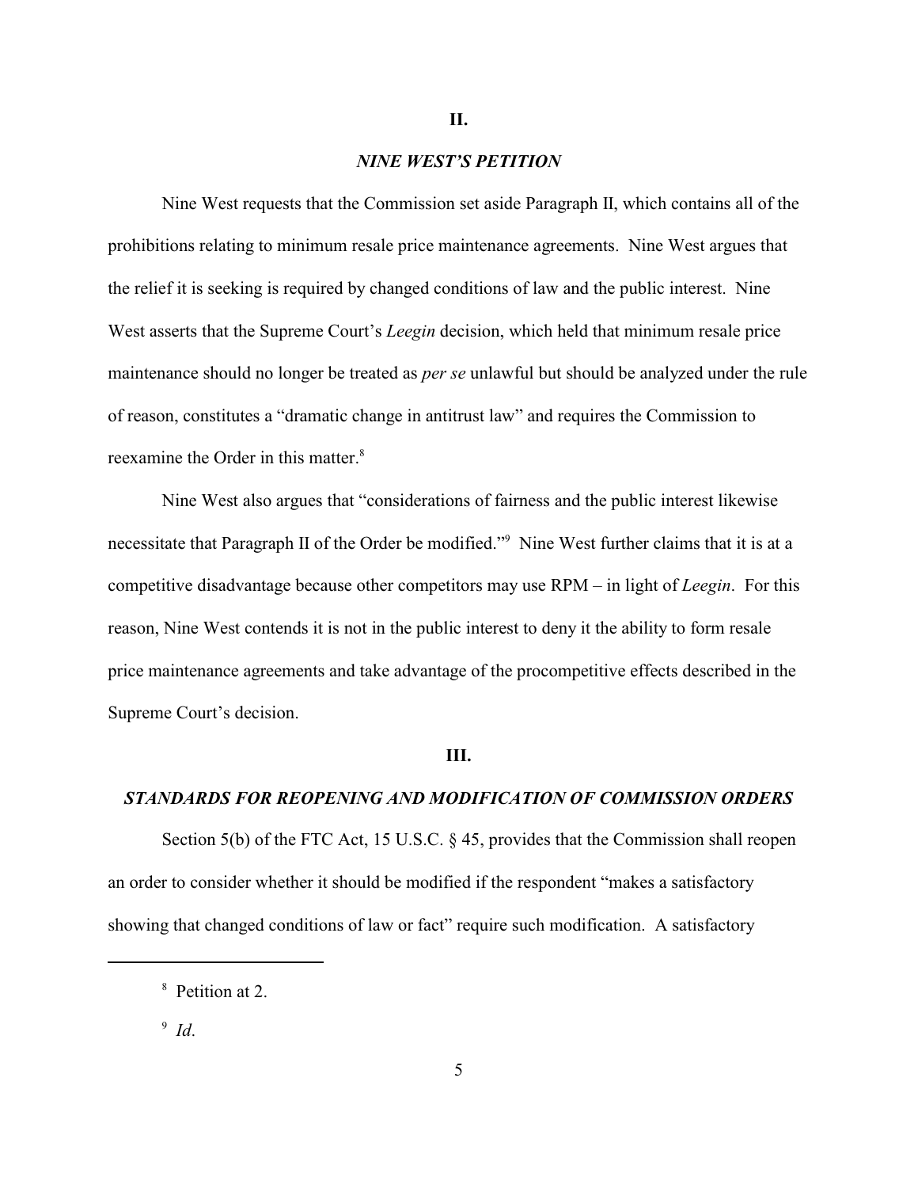## II.

## *NINE WEST'S PETITION*

Nine West requests that the Commission set aside Paragraph II, which contains all of the prohibitions relating to minimum resale price maintenance agreements. Nine West argues that the relief it is seeking is required by changed conditions of law and the public interest. Nine West asserts that the Supreme Court's *Leegin* decision, which held that minimum resale price maintenance should no longer be treated as *per se* unlawful but should be analyzed under the rule of reason, constitutes a "dramatic change in antitrust law" and requires the Commission to reexamine the Order in this matter.[8]

Nine West also argues that "considerations of fairness and the public interest likewise necessitate that Paragraph II of the Order be modified."[9] Nine West further claims that it is at a competitive disadvantage because other competitors may use RPM – in light of *Leegin*. For this reason, Nine West contends it is not in the public interest to deny it the ability to form resale price maintenance agreements and take advantage of the procompetitive effects described in the Supreme Court's decision.

## III.

## *STANDARDS FOR REOPENING AND MODIFICATION OF COMMISSION ORDERS*

Section 5(b) of the FTC Act, 15 U.S.C. § 45, provides that the Commission shall reopen an order to consider whether it should be modified if the respondent "makes a satisfactory showing that changed conditions of law or fact" require such modification. A satisfactory

---

[8] Petition at 2.

[9] *Id*.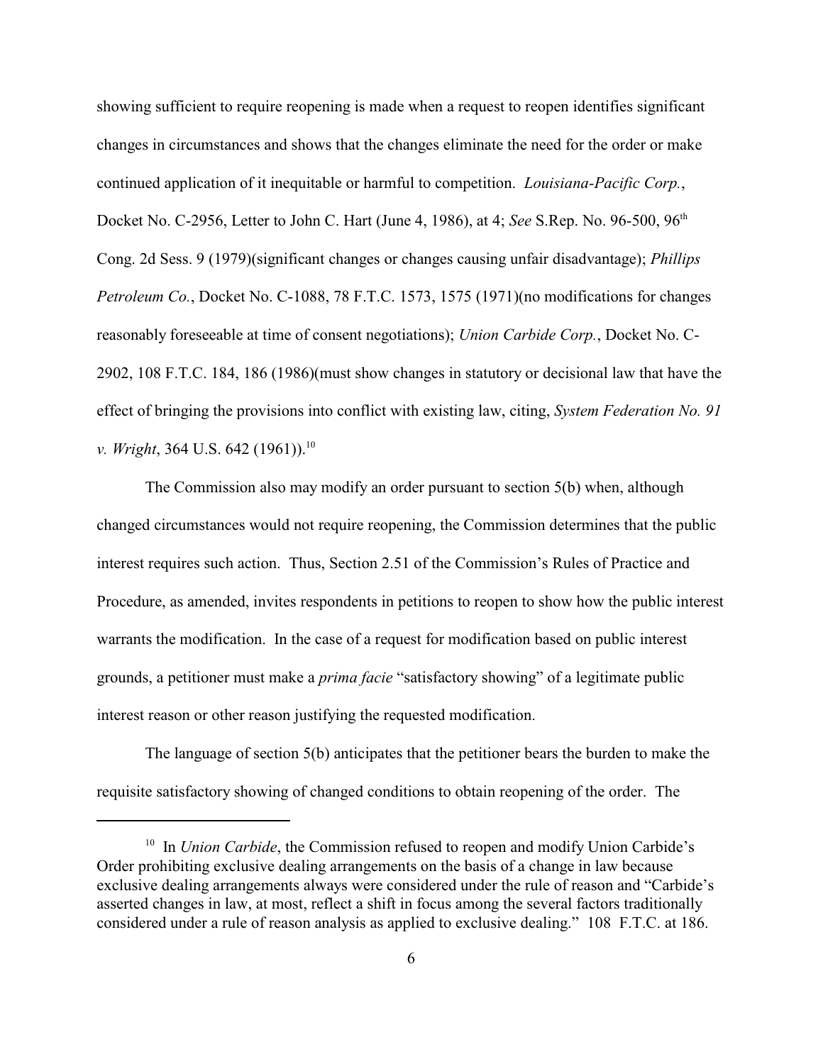showing sufficient to require reopening is made when a request to reopen identifies significant changes in circumstances and shows that the changes eliminate the need for the order or make continued application of it inequitable or harmful to competition. *Louisiana-Pacific Corp.*, Docket No. C-2956, Letter to John C. Hart (June 4, 1986), at 4; *See* S.Rep. No. 96-500, 96th Cong. 2d Sess. 9 (1979)(significant changes or changes causing unfair disadvantage); *Phillips Petroleum Co.*, Docket No. C-1088, 78 F.T.C. 1573, 1575 (1971)(no modifications for changes reasonably foreseeable at time of consent negotiations); *Union Carbide Corp.*, Docket No. C-2902, 108 F.T.C. 184, 186 (1986)(must show changes in statutory or decisional law that have the effect of bringing the provisions into conflict with existing law, citing, *System Federation No. 91 v. Wright*, 364 U.S. 642 (1961)).[10]

The Commission also may modify an order pursuant to section 5(b) when, although changed circumstances would not require reopening, the Commission determines that the public interest requires such action. Thus, Section 2.51 of the Commission's Rules of Practice and Procedure, as amended, invites respondents in petitions to reopen to show how the public interest warrants the modification. In the case of a request for modification based on public interest grounds, a petitioner must make a *prima facie* "satisfactory showing" of a legitimate public interest reason or other reason justifying the requested modification.

The language of section 5(b) anticipates that the petitioner bears the burden to make the requisite satisfactory showing of changed conditions to obtain reopening of the order. The

---

[10] In *Union Carbide*, the Commission refused to reopen and modify Union Carbide's Order prohibiting exclusive dealing arrangements on the basis of a change in law because exclusive dealing arrangements always were considered under the rule of reason and "Carbide's asserted changes in law, at most, reflect a shift in focus among the several factors traditionally considered under a rule of reason analysis as applied to exclusive dealing." 108 F.T.C. at 186.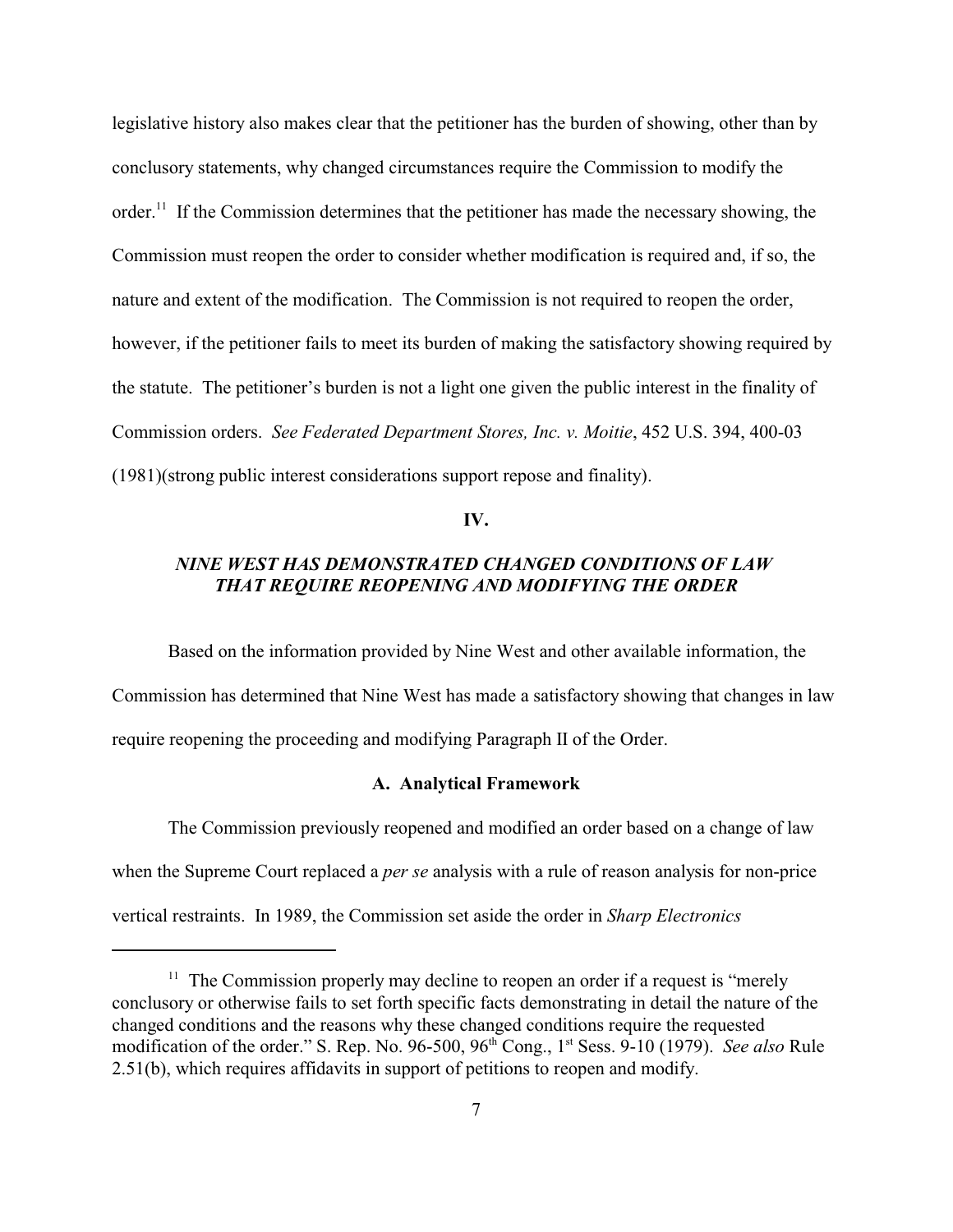legislative history also makes clear that the petitioner has the burden of showing, other than by conclusory statements, why changed circumstances require the Commission to modify the order.[11] If the Commission determines that the petitioner has made the necessary showing, the Commission must reopen the order to consider whether modification is required and, if so, the nature and extent of the modification. The Commission is not required to reopen the order, however, if the petitioner fails to meet its burden of making the satisfactory showing required by the statute. The petitioner's burden is not a light one given the public interest in the finality of Commission orders. *See Federated Department Stores, Inc. v. Moitie*, 452 U.S. 394, 400-03 (1981)(strong public interest considerations support repose and finality).

## IV.

## *NINE WEST HAS DEMONSTRATED CHANGED CONDITIONS OF LAW THAT REQUIRE REOPENING AND MODIFYING THE ORDER*

Based on the information provided by Nine West and other available information, the Commission has determined that Nine West has made a satisfactory showing that changes in law require reopening the proceeding and modifying Paragraph II of the Order.

### A. Analytical Framework

The Commission previously reopened and modified an order based on a change of law when the Supreme Court replaced a *per se* analysis with a rule of reason analysis for non-price vertical restraints. In 1989, the Commission set aside the order in *Sharp Electronics*

---

[11] The Commission properly may decline to reopen an order if a request is "merely conclusory or otherwise fails to set forth specific facts demonstrating in detail the nature of the changed conditions and the reasons why these changed conditions require the requested modification of the order." S. Rep. No. 96-500, 96th Cong., 1st Sess. 9-10 (1979). *See also* Rule 2.51(b), which requires affidavits in support of petitions to reopen and modify.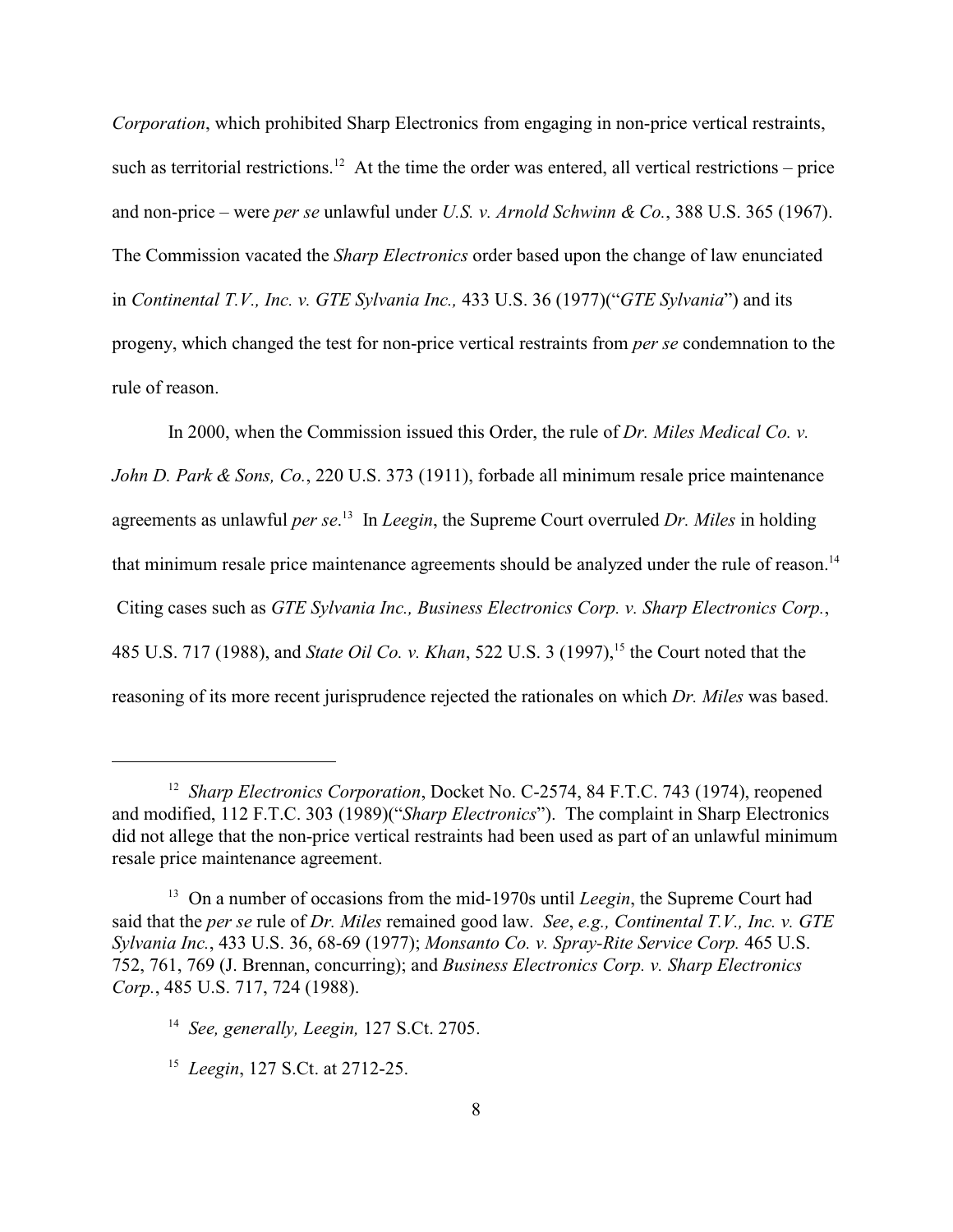*Corporation*, which prohibited Sharp Electronics from engaging in non-price vertical restraints, such as territorial restrictions.[12] At the time the order was entered, all vertical restrictions – price and non-price – were *per se* unlawful under *U.S. v. Arnold Schwinn & Co.*, 388 U.S. 365 (1967). The Commission vacated the *Sharp Electronics* order based upon the change of law enunciated in *Continental T.V., Inc. v. GTE Sylvania Inc.,* 433 U.S. 36 (1977)("*GTE Sylvania*") and its progeny, which changed the test for non-price vertical restraints from *per se* condemnation to the rule of reason.

In 2000, when the Commission issued this Order, the rule of *Dr. Miles Medical Co. v. John D. Park & Sons, Co.*, 220 U.S. 373 (1911), forbade all minimum resale price maintenance agreements as unlawful *per se*.[13] In *Leegin*, the Supreme Court overruled *Dr. Miles* in holding that minimum resale price maintenance agreements should be analyzed under the rule of reason.[14] Citing cases such as *GTE Sylvania Inc., Business Electronics Corp. v. Sharp Electronics Corp.*, 485 U.S. 717 (1988), and *State Oil Co. v. Khan*, 522 U.S. 3 (1997),[15] the Court noted that the reasoning of its more recent jurisprudence rejected the rationales on which *Dr. Miles* was based.

---

[12] *Sharp Electronics Corporation*, Docket No. C-2574, 84 F.T.C. 743 (1974), reopened and modified, 112 F.T.C. 303 (1989)("*Sharp Electronics*"). The complaint in Sharp Electronics did not allege that the non-price vertical restraints had been used as part of an unlawful minimum resale price maintenance agreement.

[13] On a number of occasions from the mid-1970s until *Leegin*, the Supreme Court had said that the *per se* rule of *Dr. Miles* remained good law. *See*, *e.g., Continental T.V., Inc. v. GTE Sylvania Inc.*, 433 U.S. 36, 68-69 (1977); *Monsanto Co. v. Spray-Rite Service Corp.* 465 U.S. 752, 761, 769 (J. Brennan, concurring); and *Business Electronics Corp. v. Sharp Electronics Corp.*, 485 U.S. 717, 724 (1988).

[14] *See, generally, Leegin,* 127 S.Ct. 2705.

[15] *Leegin*, 127 S.Ct. at 2712-25.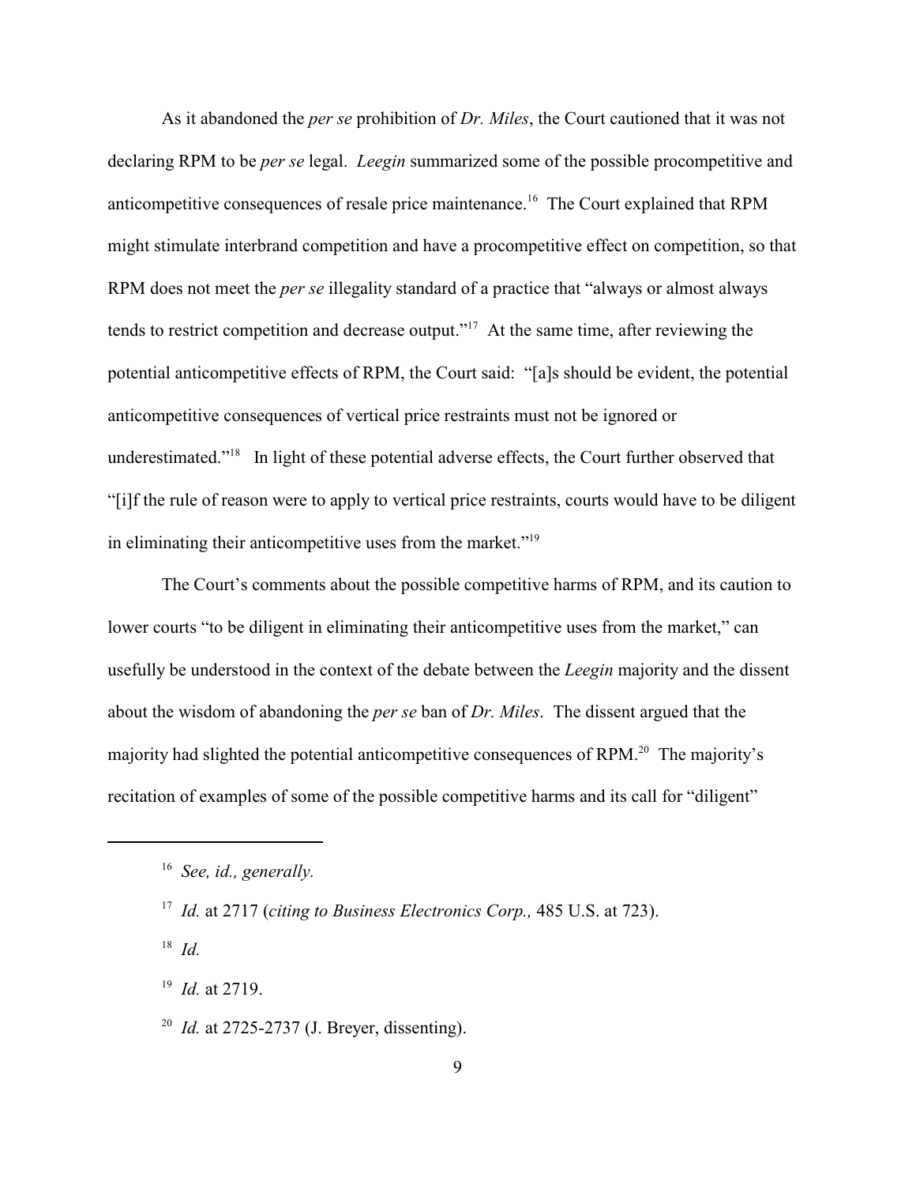As it abandoned the *per se* prohibition of *Dr. Miles*, the Court cautioned that it was not declaring RPM to be *per se* legal. *Leegin* summarized some of the possible procompetitive and anticompetitive consequences of resale price maintenance.[16] The Court explained that RPM might stimulate interbrand competition and have a procompetitive effect on competition, so that RPM does not meet the *per se* illegality standard of a practice that "always or almost always tends to restrict competition and decrease output."[17] At the same time, after reviewing the potential anticompetitive effects of RPM, the Court said: "[a]s should be evident, the potential anticompetitive consequences of vertical price restraints must not be ignored or underestimated."[18] In light of these potential adverse effects, the Court further observed that "[i]f the rule of reason were to apply to vertical price restraints, courts would have to be diligent in eliminating their anticompetitive uses from the market."[19]

The Court's comments about the possible competitive harms of RPM, and its caution to lower courts "to be diligent in eliminating their anticompetitive uses from the market," can usefully be understood in the context of the debate between the *Leegin* majority and the dissent about the wisdom of abandoning the *per se* ban of *Dr. Miles*. The dissent argued that the majority had slighted the potential anticompetitive consequences of RPM.[20] The majority's recitation of examples of some of the possible competitive harms and its call for "diligent"

---

[16] *See, id., generally.*

[17] *Id.* at 2717 (*citing to Business Electronics Corp.,* 485 U.S. at 723).

[18] *Id.*

[19] *Id.* at 2719.

[20] *Id.* at 2725-2737 (J. Breyer, dissenting).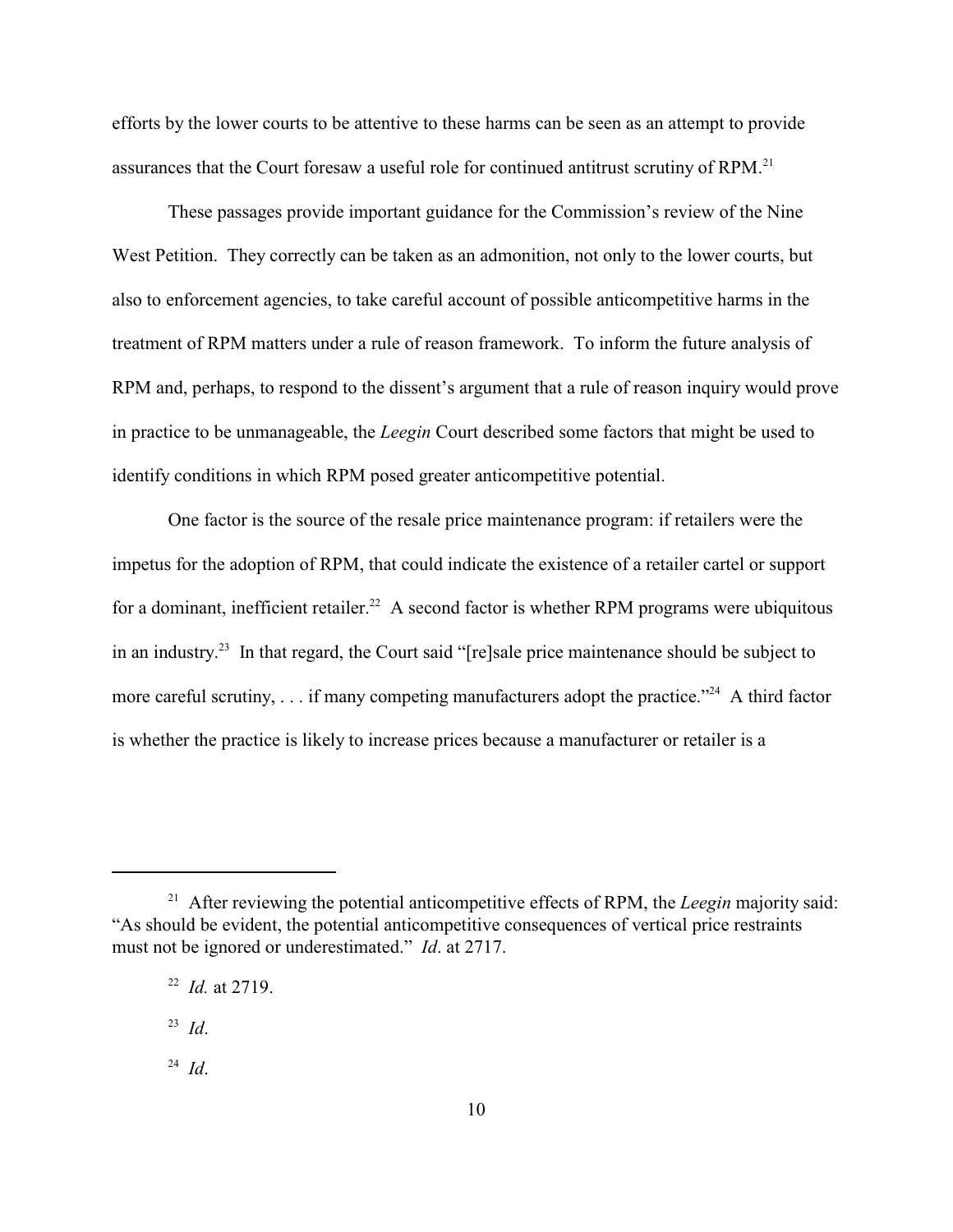efforts by the lower courts to be attentive to these harms can be seen as an attempt to provide assurances that the Court foresaw a useful role for continued antitrust scrutiny of RPM.[21]

These passages provide important guidance for the Commission's review of the Nine West Petition. They correctly can be taken as an admonition, not only to the lower courts, but also to enforcement agencies, to take careful account of possible anticompetitive harms in the treatment of RPM matters under a rule of reason framework. To inform the future analysis of RPM and, perhaps, to respond to the dissent's argument that a rule of reason inquiry would prove in practice to be unmanageable, the *Leegin* Court described some factors that might be used to identify conditions in which RPM posed greater anticompetitive potential.

One factor is the source of the resale price maintenance program: if retailers were the impetus for the adoption of RPM, that could indicate the existence of a retailer cartel or support for a dominant, inefficient retailer.[22] A second factor is whether RPM programs were ubiquitous in an industry.[23] In that regard, the Court said "[re]sale price maintenance should be subject to more careful scrutiny, . . . if many competing manufacturers adopt the practice."[24] A third factor is whether the practice is likely to increase prices because a manufacturer or retailer is a

---

[21] After reviewing the potential anticompetitive effects of RPM, the *Leegin* majority said: "As should be evident, the potential anticompetitive consequences of vertical price restraints must not be ignored or underestimated." *Id*. at 2717.

[22] *Id.* at 2719.

[23] *Id*.

[24] *Id*.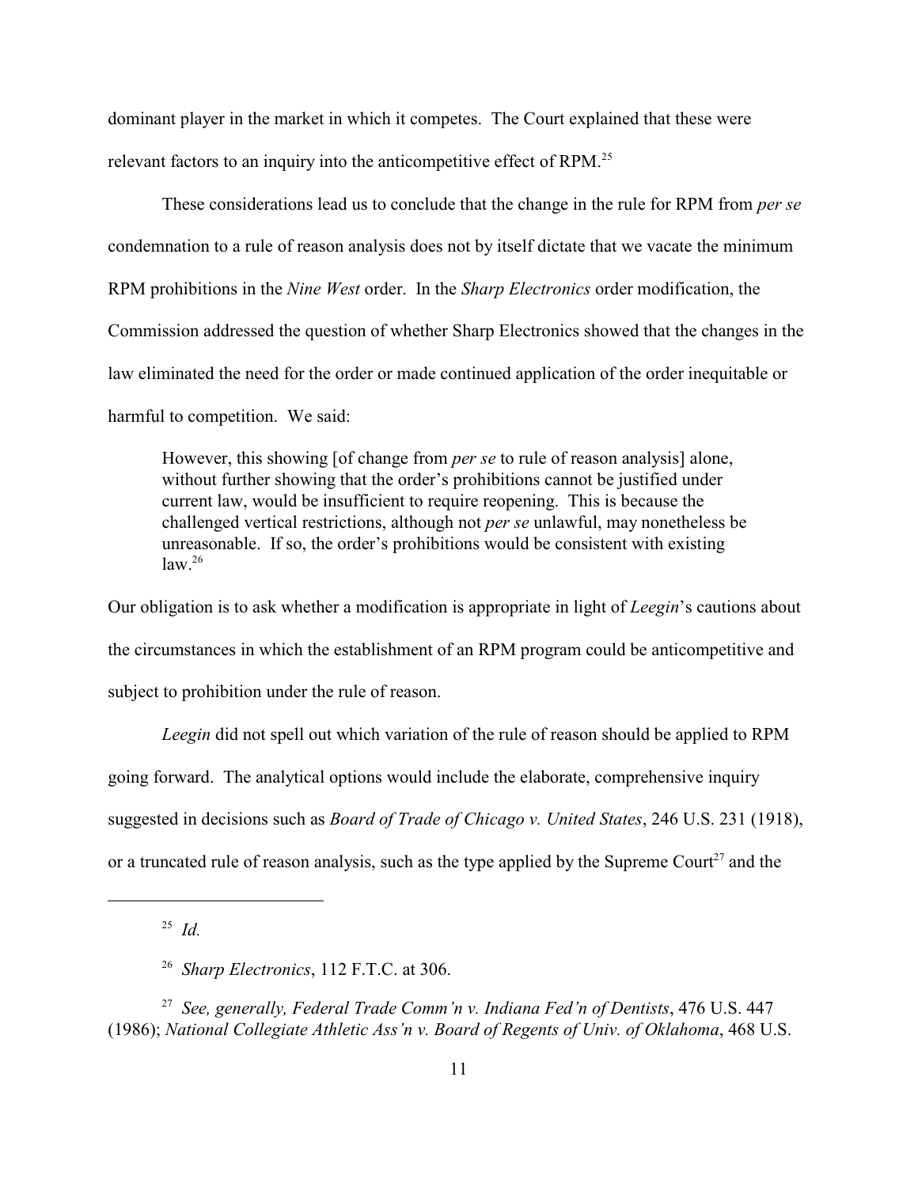dominant player in the market in which it competes. The Court explained that these were relevant factors to an inquiry into the anticompetitive effect of RPM.[25]

These considerations lead us to conclude that the change in the rule for RPM from *per se* condemnation to a rule of reason analysis does not by itself dictate that we vacate the minimum RPM prohibitions in the *Nine West* order. In the *Sharp Electronics* order modification, the Commission addressed the question of whether Sharp Electronics showed that the changes in the law eliminated the need for the order or made continued application of the order inequitable or harmful to competition. We said:

> However, this showing [of change from *per se* to rule of reason analysis] alone, without further showing that the order's prohibitions cannot be justified under current law, would be insufficient to require reopening. This is because the challenged vertical restrictions, although not *per se* unlawful, may nonetheless be unreasonable. If so, the order's prohibitions would be consistent with existing law.[26]

Our obligation is to ask whether a modification is appropriate in light of *Leegin*'s cautions about the circumstances in which the establishment of an RPM program could be anticompetitive and subject to prohibition under the rule of reason.

*Leegin* did not spell out which variation of the rule of reason should be applied to RPM going forward. The analytical options would include the elaborate, comprehensive inquiry suggested in decisions such as *Board of Trade of Chicago v. United States*, 246 U.S. 231 (1918), or a truncated rule of reason analysis, such as the type applied by the Supreme Court[27] and the

---

[25] *Id.*

[26] *Sharp Electronics*, 112 F.T.C. at 306.

[27] *See, generally, Federal Trade Comm'n v. Indiana Fed'n of Dentists*, 476 U.S. 447 (1986); *National Collegiate Athletic Ass'n v. Board of Regents of Univ. of Oklahoma*, 468 U.S.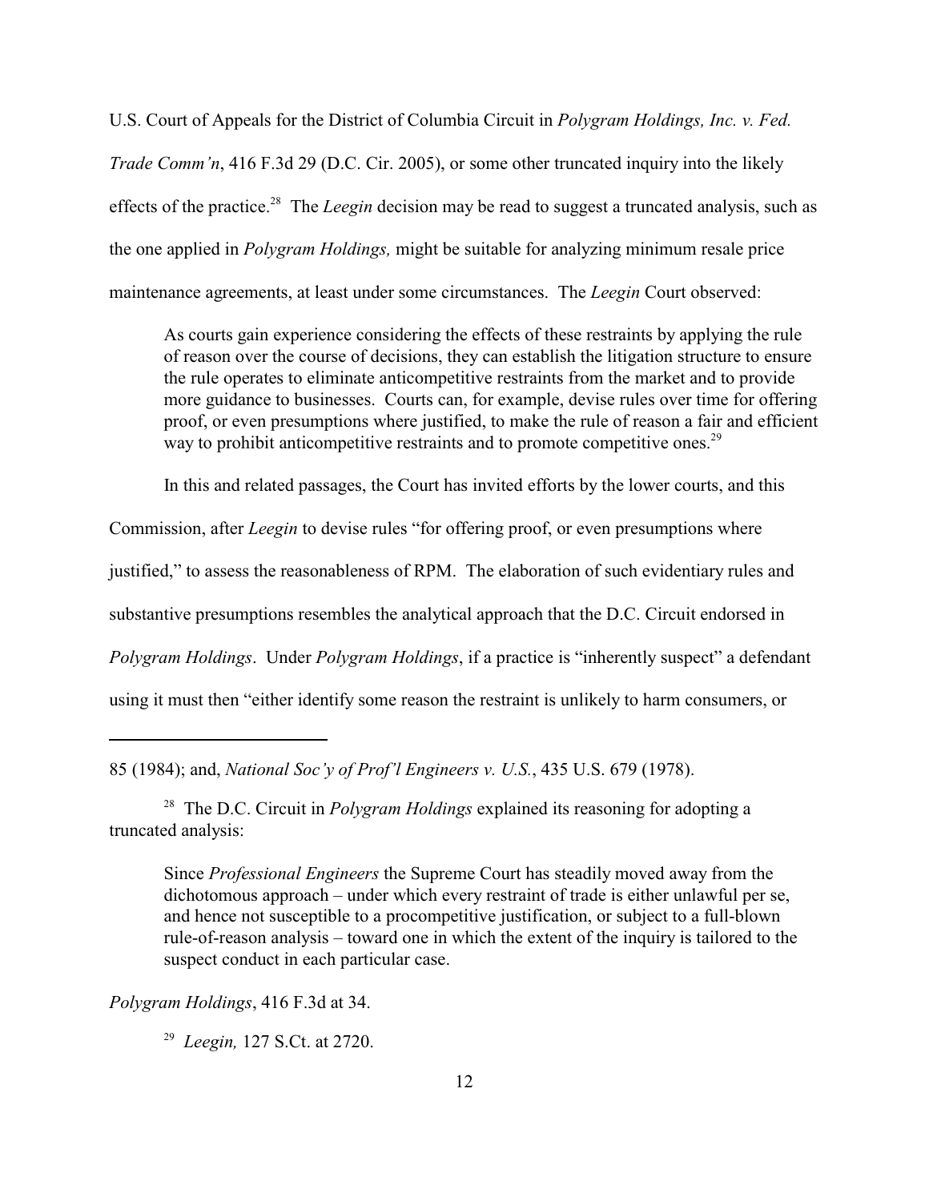U.S. Court of Appeals for the District of Columbia Circuit in *Polygram Holdings, Inc. v. Fed. Trade Comm'n*, 416 F.3d 29 (D.C. Cir. 2005), or some other truncated inquiry into the likely effects of the practice.[28] The *Leegin* decision may be read to suggest a truncated analysis, such as the one applied in *Polygram Holdings,* might be suitable for analyzing minimum resale price maintenance agreements, at least under some circumstances. The *Leegin* Court observed:

> As courts gain experience considering the effects of these restraints by applying the rule of reason over the course of decisions, they can establish the litigation structure to ensure the rule operates to eliminate anticompetitive restraints from the market and to provide more guidance to businesses. Courts can, for example, devise rules over time for offering proof, or even presumptions where justified, to make the rule of reason a fair and efficient way to prohibit anticompetitive restraints and to promote competitive ones.[29]

In this and related passages, the Court has invited efforts by the lower courts, and this Commission, after *Leegin* to devise rules "for offering proof, or even presumptions where justified," to assess the reasonableness of RPM. The elaboration of such evidentiary rules and substantive presumptions resembles the analytical approach that the D.C. Circuit endorsed in *Polygram Holdings*. Under *Polygram Holdings*, if a practice is "inherently suspect" a defendant using it must then "either identify some reason the restraint is unlikely to harm consumers, or

---

85 (1984); and, *National Soc'y of Prof'l Engineers v. U.S.*, 435 U.S. 679 (1978).

[28] The D.C. Circuit in *Polygram Holdings* explained its reasoning for adopting a truncated analysis:

> Since *Professional Engineers* the Supreme Court has steadily moved away from the dichotomous approach – under which every restraint of trade is either unlawful per se, and hence not susceptible to a procompetitive justification, or subject to a full-blown rule-of-reason analysis – toward one in which the extent of the inquiry is tailored to the suspect conduct in each particular case.

*Polygram Holdings*, 416 F.3d at 34.

[29] *Leegin,* 127 S.Ct. at 2720.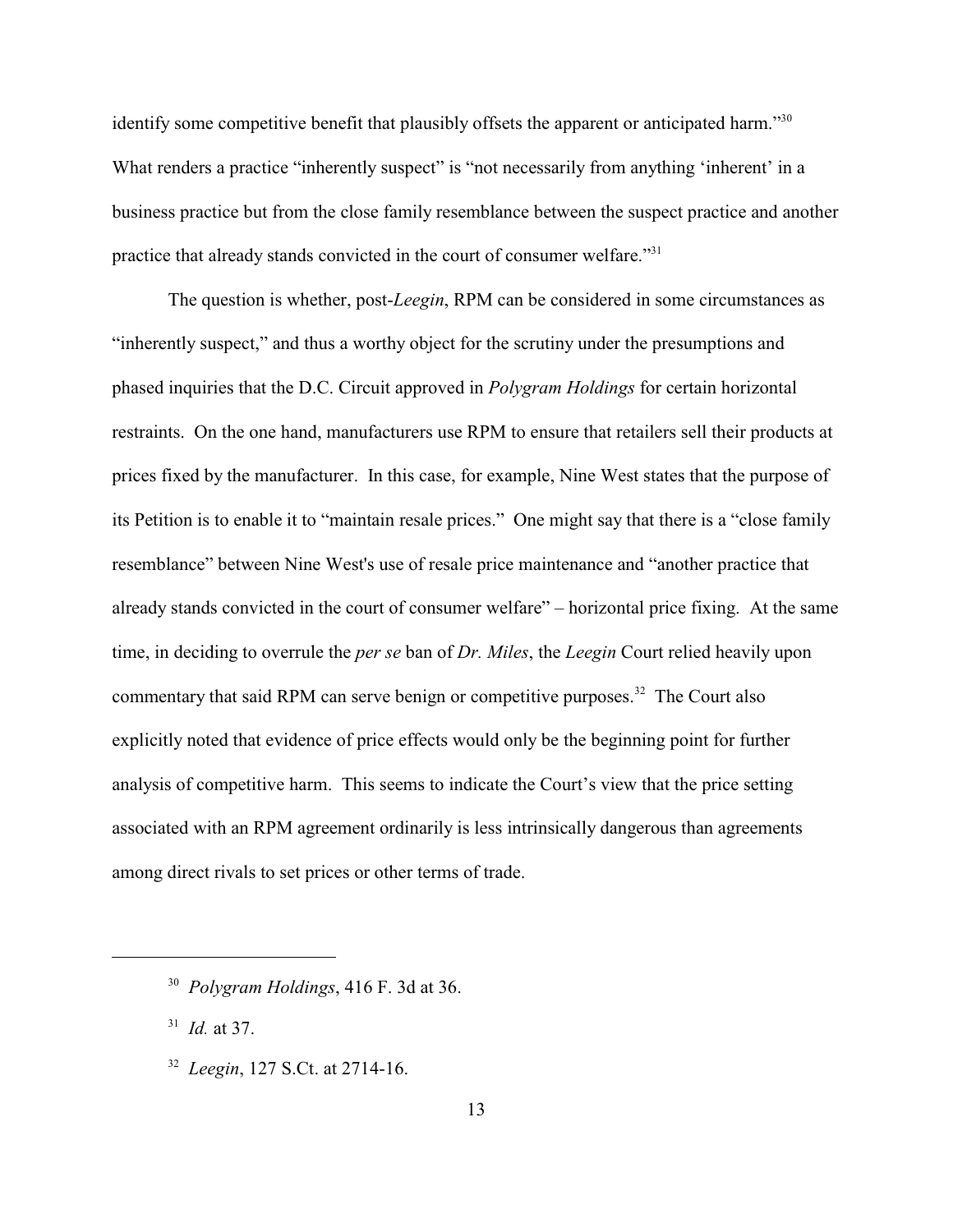identify some competitive benefit that plausibly offsets the apparent or anticipated harm."[30] What renders a practice "inherently suspect" is "not necessarily from anything 'inherent' in a business practice but from the close family resemblance between the suspect practice and another practice that already stands convicted in the court of consumer welfare."[31]

The question is whether, post-*Leegin*, RPM can be considered in some circumstances as "inherently suspect," and thus a worthy object for the scrutiny under the presumptions and phased inquiries that the D.C. Circuit approved in *Polygram Holdings* for certain horizontal restraints. On the one hand, manufacturers use RPM to ensure that retailers sell their products at prices fixed by the manufacturer. In this case, for example, Nine West states that the purpose of its Petition is to enable it to "maintain resale prices." One might say that there is a "close family resemblance" between Nine West's use of resale price maintenance and "another practice that already stands convicted in the court of consumer welfare" – horizontal price fixing. At the same time, in deciding to overrule the *per se* ban of *Dr. Miles*, the *Leegin* Court relied heavily upon commentary that said RPM can serve benign or competitive purposes.[32] The Court also explicitly noted that evidence of price effects would only be the beginning point for further analysis of competitive harm. This seems to indicate the Court's view that the price setting associated with an RPM agreement ordinarily is less intrinsically dangerous than agreements among direct rivals to set prices or other terms of trade.

---

[30] *Polygram Holdings*, 416 F. 3d at 36.

[31] *Id.* at 37.

[32] *Leegin*, 127 S.Ct. at 2714-16.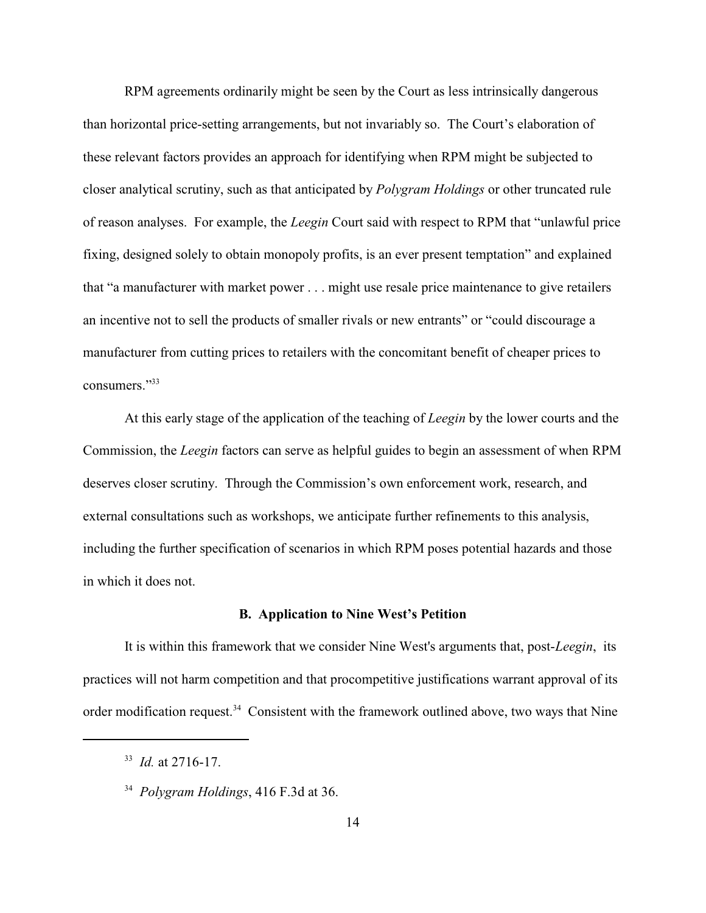RPM agreements ordinarily might be seen by the Court as less intrinsically dangerous than horizontal price-setting arrangements, but not invariably so. The Court's elaboration of these relevant factors provides an approach for identifying when RPM might be subjected to closer analytical scrutiny, such as that anticipated by *Polygram Holdings* or other truncated rule of reason analyses. For example, the *Leegin* Court said with respect to RPM that "unlawful price fixing, designed solely to obtain monopoly profits, is an ever present temptation" and explained that "a manufacturer with market power . . . might use resale price maintenance to give retailers an incentive not to sell the products of smaller rivals or new entrants" or "could discourage a manufacturer from cutting prices to retailers with the concomitant benefit of cheaper prices to consumers."[33]

At this early stage of the application of the teaching of *Leegin* by the lower courts and the Commission, the *Leegin* factors can serve as helpful guides to begin an assessment of when RPM deserves closer scrutiny. Through the Commission's own enforcement work, research, and external consultations such as workshops, we anticipate further refinements to this analysis, including the further specification of scenarios in which RPM poses potential hazards and those in which it does not.

**B. Application to Nine West's Petition**

It is within this framework that we consider Nine West's arguments that, post-*Leegin*, its practices will not harm competition and that procompetitive justifications warrant approval of its order modification request.[34] Consistent with the framework outlined above, two ways that Nine

---

[33] *Id.* at 2716-17.

[34] *Polygram Holdings*, 416 F.3d at 36.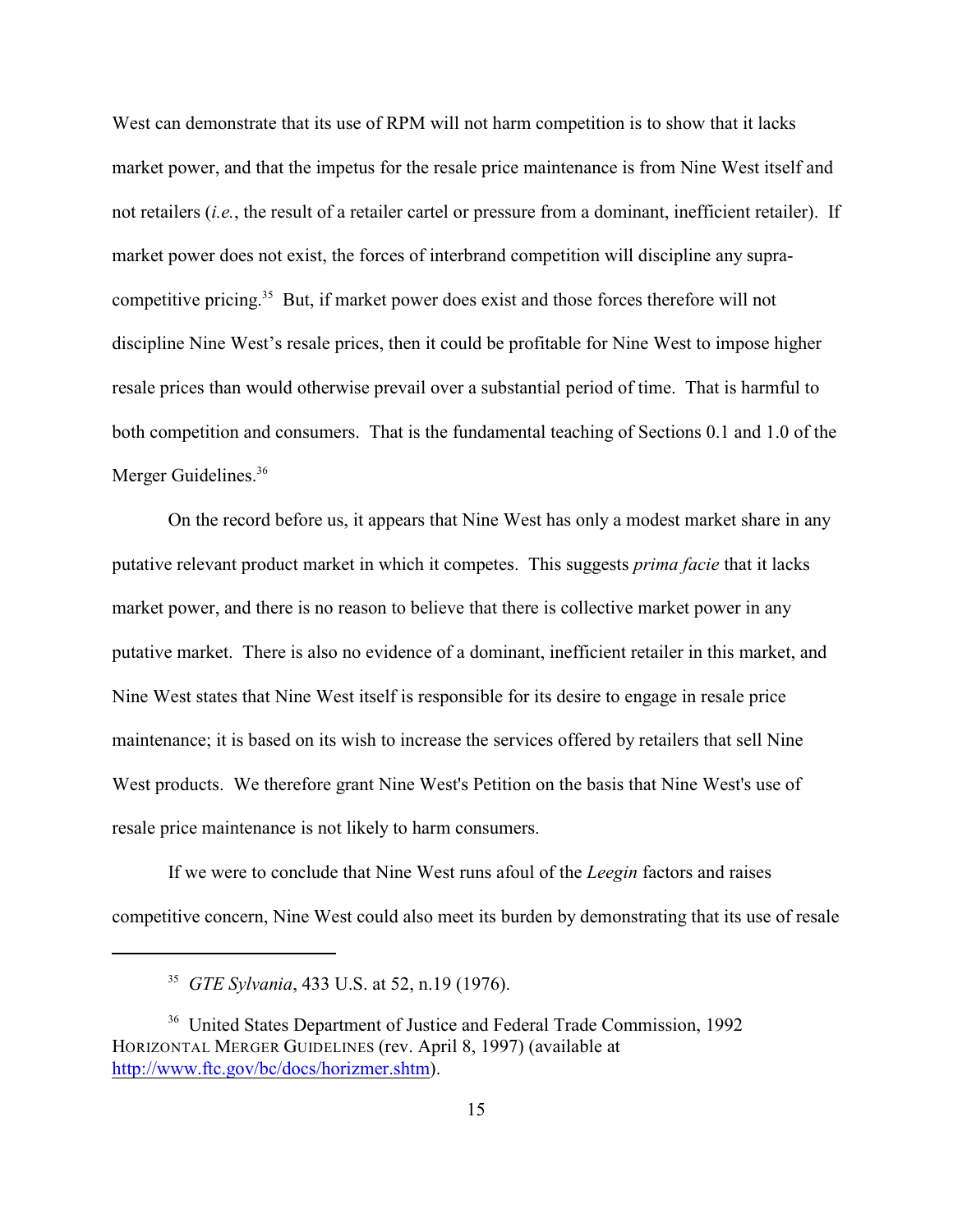West can demonstrate that its use of RPM will not harm competition is to show that it lacks market power, and that the impetus for the resale price maintenance is from Nine West itself and not retailers (*i.e.*, the result of a retailer cartel or pressure from a dominant, inefficient retailer). If market power does not exist, the forces of interbrand competition will discipline any supra-competitive pricing.[35] But, if market power does exist and those forces therefore will not discipline Nine West's resale prices, then it could be profitable for Nine West to impose higher resale prices than would otherwise prevail over a substantial period of time. That is harmful to both competition and consumers. That is the fundamental teaching of Sections 0.1 and 1.0 of the Merger Guidelines.[36]

On the record before us, it appears that Nine West has only a modest market share in any putative relevant product market in which it competes. This suggests *prima facie* that it lacks market power, and there is no reason to believe that there is collective market power in any putative market. There is also no evidence of a dominant, inefficient retailer in this market, and Nine West states that Nine West itself is responsible for its desire to engage in resale price maintenance; it is based on its wish to increase the services offered by retailers that sell Nine West products. We therefore grant Nine West's Petition on the basis that Nine West's use of resale price maintenance is not likely to harm consumers.

If we were to conclude that Nine West runs afoul of the *Leegin* factors and raises competitive concern, Nine West could also meet its burden by demonstrating that its use of resale

---

[35] *GTE Sylvania*, 433 U.S. at 52, n.19 (1976).

[36] United States Department of Justice and Federal Trade Commission, 1992 HORIZONTAL MERGER GUIDELINES (rev. April 8, 1997) (available at http://www.ftc.gov/bc/docs/horizmer.shtm).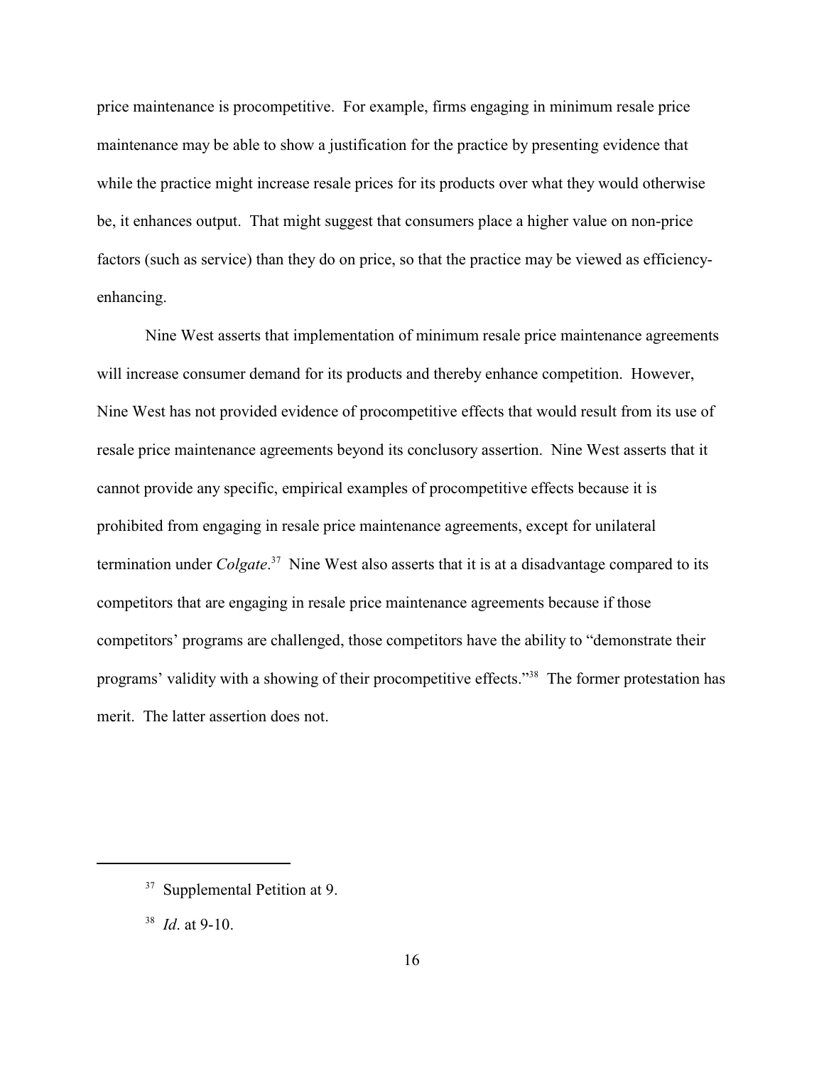price maintenance is procompetitive. For example, firms engaging in minimum resale price maintenance may be able to show a justification for the practice by presenting evidence that while the practice might increase resale prices for its products over what they would otherwise be, it enhances output. That might suggest that consumers place a higher value on non-price factors (such as service) than they do on price, so that the practice may be viewed as efficiency-enhancing.

Nine West asserts that implementation of minimum resale price maintenance agreements will increase consumer demand for its products and thereby enhance competition. However, Nine West has not provided evidence of procompetitive effects that would result from its use of resale price maintenance agreements beyond its conclusory assertion. Nine West asserts that it cannot provide any specific, empirical examples of procompetitive effects because it is prohibited from engaging in resale price maintenance agreements, except for unilateral termination under *Colgate*.[37] Nine West also asserts that it is at a disadvantage compared to its competitors that are engaging in resale price maintenance agreements because if those competitors' programs are challenged, those competitors have the ability to "demonstrate their programs' validity with a showing of their procompetitive effects."[38] The former protestation has merit. The latter assertion does not.

---

[37] Supplemental Petition at 9.

[38] *Id*. at 9-10.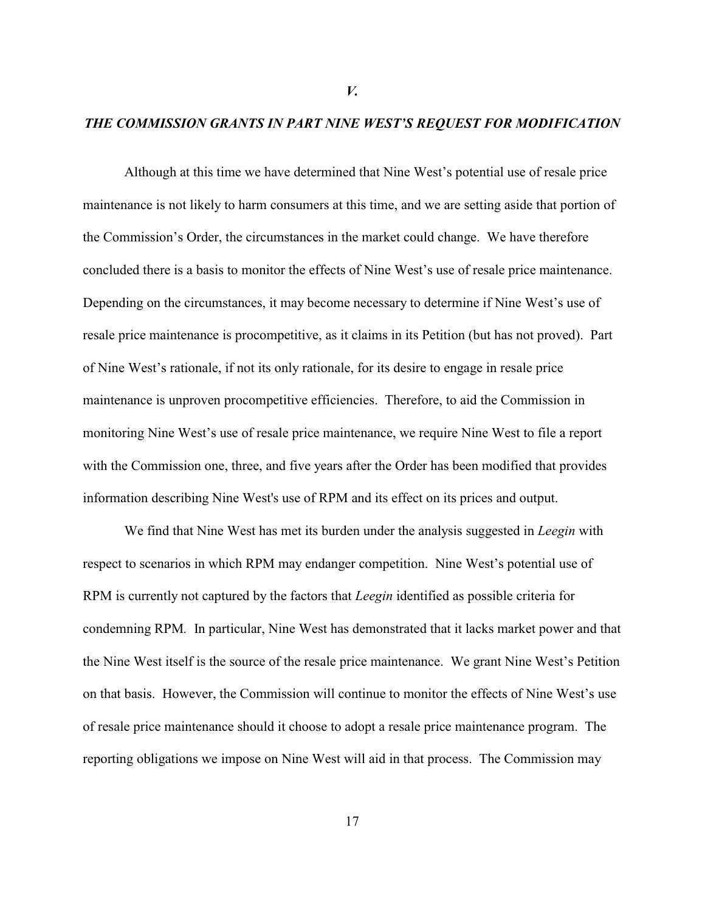## *V.*

## *THE COMMISSION GRANTS IN PART NINE WEST'S REQUEST FOR MODIFICATION*

Although at this time we have determined that Nine West's potential use of resale price maintenance is not likely to harm consumers at this time, and we are setting aside that portion of the Commission's Order, the circumstances in the market could change. We have therefore concluded there is a basis to monitor the effects of Nine West's use of resale price maintenance. Depending on the circumstances, it may become necessary to determine if Nine West's use of resale price maintenance is procompetitive, as it claims in its Petition (but has not proved). Part of Nine West's rationale, if not its only rationale, for its desire to engage in resale price maintenance is unproven procompetitive efficiencies. Therefore, to aid the Commission in monitoring Nine West's use of resale price maintenance, we require Nine West to file a report with the Commission one, three, and five years after the Order has been modified that provides information describing Nine West's use of RPM and its effect on its prices and output.

We find that Nine West has met its burden under the analysis suggested in *Leegin* with respect to scenarios in which RPM may endanger competition. Nine West's potential use of RPM is currently not captured by the factors that *Leegin* identified as possible criteria for condemning RPM. In particular, Nine West has demonstrated that it lacks market power and that the Nine West itself is the source of the resale price maintenance. We grant Nine West's Petition on that basis. However, the Commission will continue to monitor the effects of Nine West's use of resale price maintenance should it choose to adopt a resale price maintenance program. The reporting obligations we impose on Nine West will aid in that process. The Commission may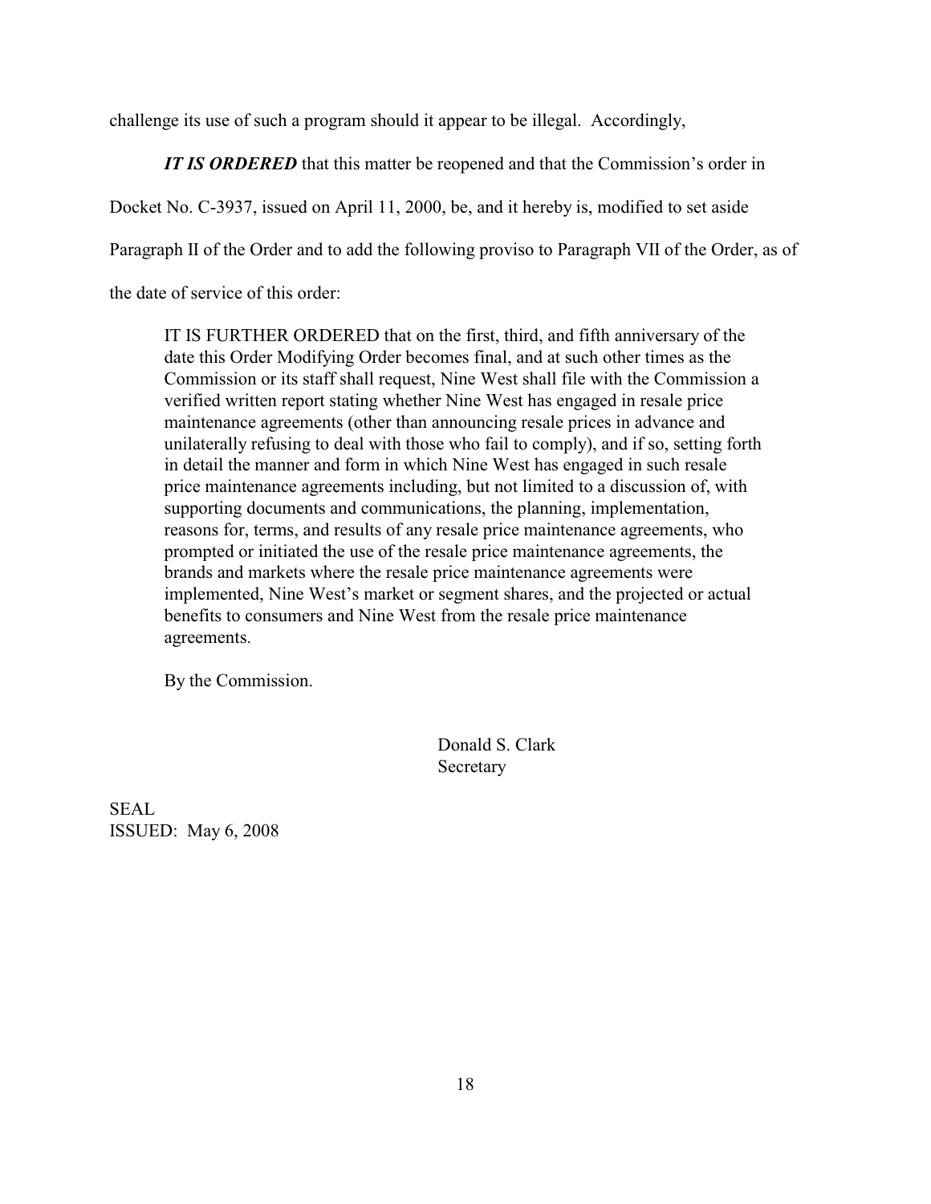challenge its use of such a program should it appear to be illegal. Accordingly,

***IT IS ORDERED*** that this matter be reopened and that the Commission's order in Docket No. C-3937, issued on April 11, 2000, be, and it hereby is, modified to set aside Paragraph II of the Order and to add the following proviso to Paragraph VII of the Order, as of the date of service of this order:

> IT IS FURTHER ORDERED that on the first, third, and fifth anniversary of the date this Order Modifying Order becomes final, and at such other times as the Commission or its staff shall request, Nine West shall file with the Commission a verified written report stating whether Nine West has engaged in resale price maintenance agreements (other than announcing resale prices in advance and unilaterally refusing to deal with those who fail to comply), and if so, setting forth in detail the manner and form in which Nine West has engaged in such resale price maintenance agreements including, but not limited to a discussion of, with supporting documents and communications, the planning, implementation, reasons for, terms, and results of any resale price maintenance agreements, who prompted or initiated the use of the resale price maintenance agreements, the brands and markets where the resale price maintenance agreements were implemented, Nine West's market or segment shares, and the projected or actual benefits to consumers and Nine West from the resale price maintenance agreements.
>
> By the Commission.

Donald S. Clark
Secretary

SEAL
ISSUED: May 6, 2008